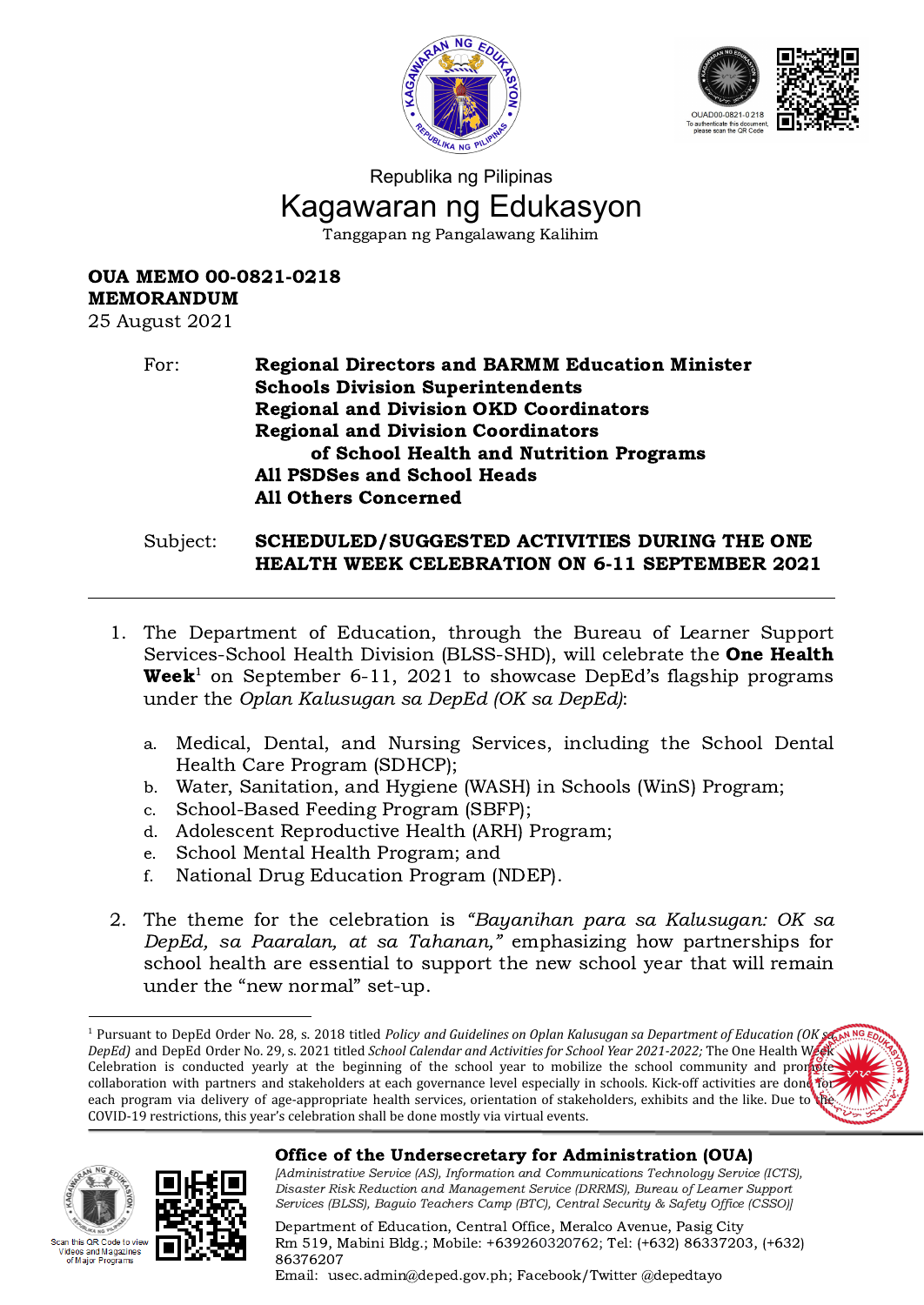Republika ng Pilipinas

# Kagawaran ng Edukasyon

Tanggapan ng Pangalawang Kalihim

**OUA MEMO 00-0821-0218**
**MEMORANDUM**
25 August 2021

For: **Regional Directors and BARMM Education Minister**
**Schools Division Superintendents**
**Regional and Division OKD Coordinators**
**Regional and Division Coordinators of School Health and Nutrition Programs**
**All PSDSes and School Heads**
**All Others Concerned**

Subject: **SCHEDULED/SUGGESTED ACTIVITIES DURING THE ONE HEALTH WEEK CELEBRATION ON 6-11 SEPTEMBER 2021**

---

1. The Department of Education, through the Bureau of Learner Support Services-School Health Division (BLSS-SHD), will celebrate the **One Health Week**[1] on September 6-11, 2021 to showcase DepEd's flagship programs under the *Oplan Kalusugan sa DepEd (OK sa DepEd)*:

   a. Medical, Dental, and Nursing Services, including the School Dental Health Care Program (SDHCP);
   b. Water, Sanitation, and Hygiene (WASH) in Schools (WinS) Program;
   c. School-Based Feeding Program (SBFP);
   d. Adolescent Reproductive Health (ARH) Program;
   e. School Mental Health Program; and
   f. National Drug Education Program (NDEP).

2. The theme for the celebration is *"Bayanihan para sa Kalusugan: OK sa DepEd, sa Paaralan, at sa Tahanan,"* emphasizing how partnerships for school health are essential to support the new school year that will remain under the "new normal" set-up.

---

[1] Pursuant to DepEd Order No. 28, s. 2018 titled *Policy and Guidelines on Oplan Kalusugan sa Department of Education (OK sa DepEd)* and DepEd Order No. 29, s. 2021 titled *School Calendar and Activities for School Year 2021-2022;* The One Health Week Celebration is conducted yearly at the beginning of the school year to mobilize the school community and promote collaboration with partners and stakeholders at each governance level especially in schools. Kick-off activities are done for each program via delivery of age-appropriate health services, orientation of stakeholders, exhibits and the like. Due to the COVID-19 restrictions, this year's celebration shall be done mostly via virtual events.

**Office of the Undersecretary for Administration (OUA)**
*[Administrative Service (AS), Information and Communications Technology Service (ICTS), Disaster Risk Reduction and Management Service (DRRMS), Bureau of Learner Support Services (BLSS), Baguio Teachers Camp (BTC), Central Security & Safety Office (CSSO)]*

Department of Education, Central Office, Meralco Avenue, Pasig City
Rm 519, Mabini Bldg.; Mobile: +639260320762; Tel: (+632) 86337203, (+632) 86376207
Email: usec.admin@deped.gov.ph; Facebook/Twitter @depedtayo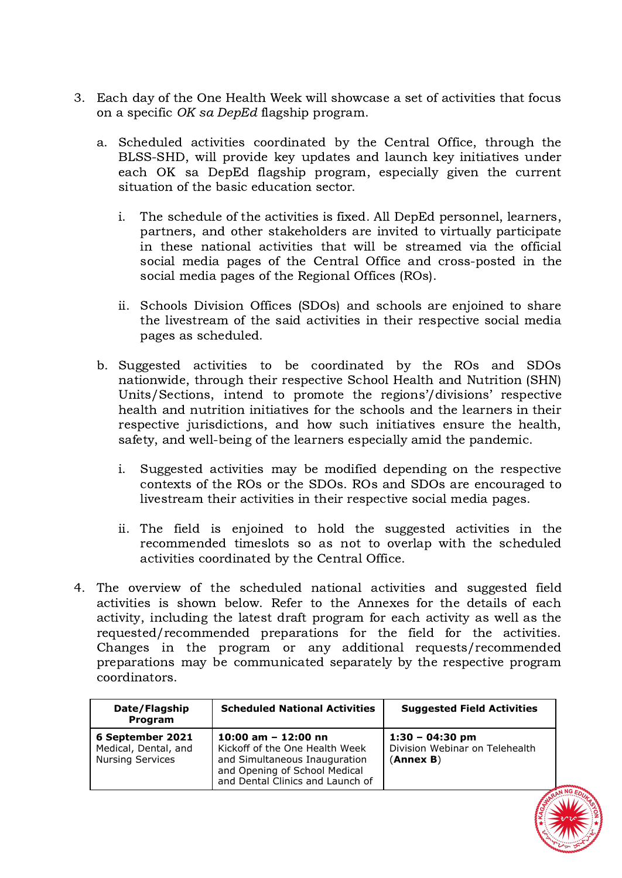3. Each day of the One Health Week will showcase a set of activities that focus on a specific *OK sa DepEd* flagship program.

   a. Scheduled activities coordinated by the Central Office, through the BLSS-SHD, will provide key updates and launch key initiatives under each OK sa DepEd flagship program, especially given the current situation of the basic education sector.

      i. The schedule of the activities is fixed. All DepEd personnel, learners, partners, and other stakeholders are invited to virtually participate in these national activities that will be streamed via the official social media pages of the Central Office and cross-posted in the social media pages of the Regional Offices (ROs).

      ii. Schools Division Offices (SDOs) and schools are enjoined to share the livestream of the said activities in their respective social media pages as scheduled.

   b. Suggested activities to be coordinated by the ROs and SDOs nationwide, through their respective School Health and Nutrition (SHN) Units/Sections, intend to promote the regions'/divisions' respective health and nutrition initiatives for the schools and the learners in their respective jurisdictions, and how such initiatives ensure the health, safety, and well-being of the learners especially amid the pandemic.

      i. Suggested activities may be modified depending on the respective contexts of the ROs or the SDOs. ROs and SDOs are encouraged to livestream their activities in their respective social media pages.

      ii. The field is enjoined to hold the suggested activities in the recommended timeslots so as not to overlap with the scheduled activities coordinated by the Central Office.

4. The overview of the scheduled national activities and suggested field activities is shown below. Refer to the Annexes for the details of each activity, including the latest draft program for each activity as well as the requested/recommended preparations for the field for the activities. Changes in the program or any additional requests/recommended preparations may be communicated separately by the respective program coordinators.

| Date/Flagship Program | Scheduled National Activities | Suggested Field Activities |
|---|---|---|
| **6 September 2021**<br>Medical, Dental, and Nursing Services | **10:00 am – 12:00 nn**<br>Kickoff of the One Health Week and Simultaneous Inauguration and Opening of School Medical and Dental Clinics and Launch of | **1:30 – 04:30 pm**<br>Division Webinar on Telehealth (**Annex B**) |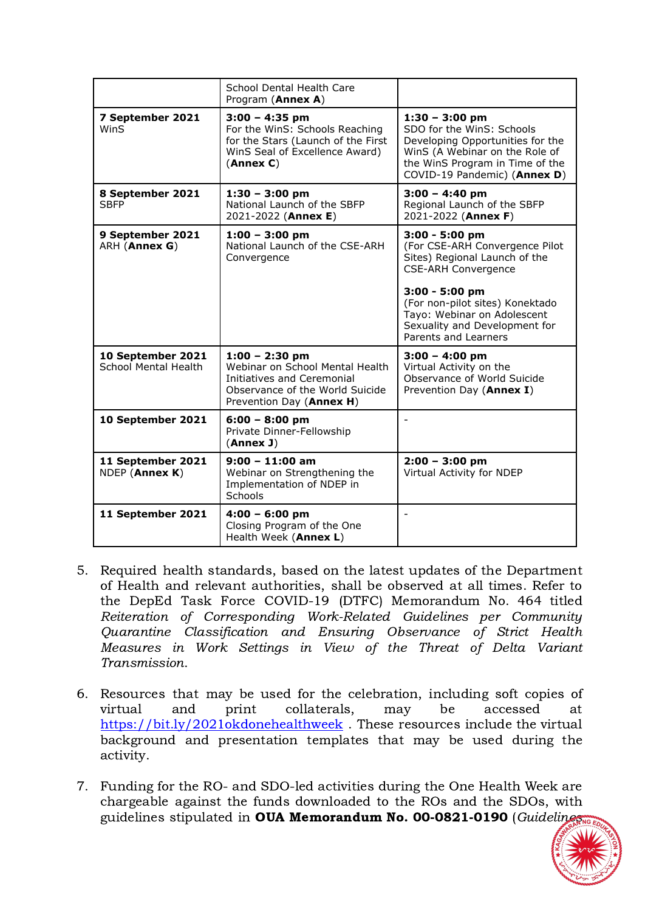| | | |
|---|---|---|
| | School Dental Health Care Program (**Annex A**) | |
| **7 September 2021** WinS | **3:00 – 4:35 pm** For the WinS: Schools Reaching for the Stars (Launch of the First WinS Seal of Excellence Award) (**Annex C**) | **1:30 – 3:00 pm** SDO for the WinS: Schools Developing Opportunities for the WinS (A Webinar on the Role of the WinS Program in Time of the COVID-19 Pandemic) (**Annex D**) |
| **8 September 2021** SBFP | **1:30 – 3:00 pm** National Launch of the SBFP 2021-2022 (**Annex E**) | **3:00 – 4:40 pm** Regional Launch of the SBFP 2021-2022 (**Annex F**) |
| **9 September 2021** ARH (**Annex G**) | **1:00 – 3:00 pm** National Launch of the CSE-ARH Convergence | **3:00 - 5:00 pm** (For CSE-ARH Convergence Pilot Sites) Regional Launch of the CSE-ARH Convergence<br><br>**3:00 - 5:00 pm** (For non-pilot sites) Konektado Tayo: Webinar on Adolescent Sexuality and Development for Parents and Learners |
| **10 September 2021** School Mental Health | **1:00 – 2:30 pm** Webinar on School Mental Health Initiatives and Ceremonial Observance of the World Suicide Prevention Day (**Annex H**) | **3:00 – 4:00 pm** Virtual Activity on the Observance of World Suicide Prevention Day (**Annex I**) |
| **10 September 2021** | **6:00 – 8:00 pm** Private Dinner-Fellowship (**Annex J**) | - |
| **11 September 2021** NDEP (**Annex K**) | **9:00 – 11:00 am** Webinar on Strengthening the Implementation of NDEP in Schools | **2:00 – 3:00 pm** Virtual Activity for NDEP |
| **11 September 2021** | **4:00 – 6:00 pm** Closing Program of the One Health Week (**Annex L**) | - |

5. Required health standards, based on the latest updates of the Department of Health and relevant authorities, shall be observed at all times. Refer to the DepEd Task Force COVID-19 (DTFC) Memorandum No. 464 titled *Reiteration of Corresponding Work-Related Guidelines per Community Quarantine Classification and Ensuring Observance of Strict Health Measures in Work Settings in View of the Threat of Delta Variant Transmission.*

6. Resources that may be used for the celebration, including soft copies of virtual and print collaterals, may be accessed at https://bit.ly/2021okdonehealthweek . These resources include the virtual background and presentation templates that may be used during the activity.

7. Funding for the RO- and SDO-led activities during the One Health Week are chargeable against the funds downloaded to the ROs and the SDOs, with guidelines stipulated in **OUA Memorandum No. 00-0821-0190** (*Guidelines*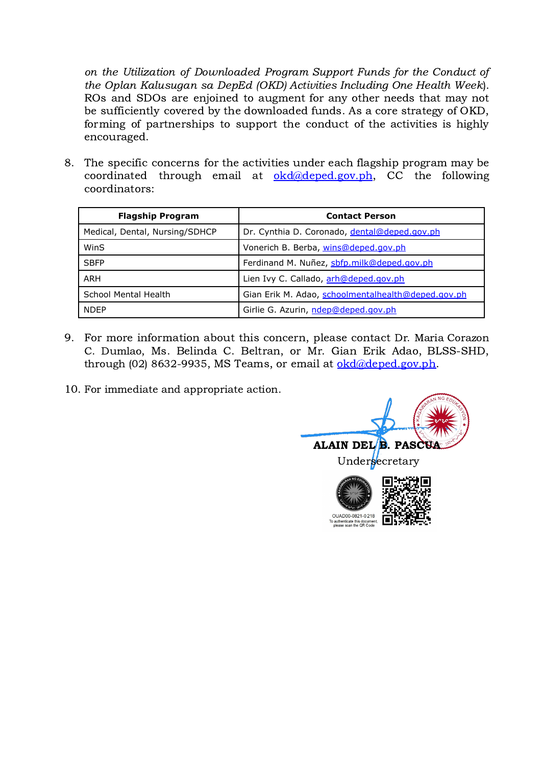*on the Utilization of Downloaded Program Support Funds for the Conduct of the Oplan Kalusugan sa DepEd (OKD) Activities Including One Health Week*). ROs and SDOs are enjoined to augment for any other needs that may not be sufficiently covered by the downloaded funds. As a core strategy of OKD, forming of partnerships to support the conduct of the activities is highly encouraged.

8. The specific concerns for the activities under each flagship program may be coordinated through email at okd@deped.gov.ph, CC the following coordinators:

| Flagship Program | Contact Person |
|---|---|
| Medical, Dental, Nursing/SDHCP | Dr. Cynthia D. Coronado, dental@deped.gov.ph |
| WinS | Vonerich B. Berba, wins@deped.gov.ph |
| SBFP | Ferdinand M. Nuñez, sbfp.milk@deped.gov.ph |
| ARH | Lien Ivy C. Callado, arh@deped.gov.ph |
| School Mental Health | Gian Erik M. Adao, schoolmentalhealth@deped.gov.ph |
| NDEP | Girlie G. Azurin, ndep@deped.gov.ph |

9. For more information about this concern, please contact Dr. Maria Corazon C. Dumlao, Ms. Belinda C. Beltran, or Mr. Gian Erik Adao, BLSS-SHD, through (02) 8632-9935, MS Teams, or email at okd@deped.gov.ph.

10. For immediate and appropriate action.

**ALAIN DEL B. PASCUA**
Undersecretary

OUAD00-0821-0218
To authenticate this document, please scan the QR Code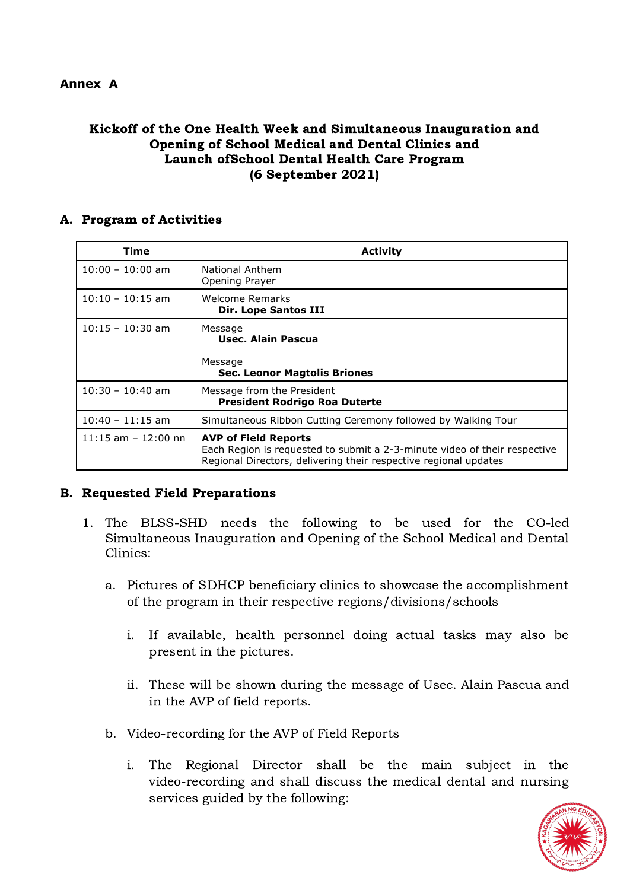**Annex A**

### Kickoff of the One Health Week and Simultaneous Inauguration and Opening of School Medical and Dental Clinics and Launch ofSchool Dental Health Care Program (6 September 2021)

## A. Program of Activities

| Time | Activity |
|---|---|
| 10:00 – 10:00 am | National Anthem<br>Opening Prayer |
| 10:10 – 10:15 am | Welcome Remarks<br>**Dir. Lope Santos III** |
| 10:15 – 10:30 am | Message<br>**Usec. Alain Pascua**<br><br>Message<br>**Sec. Leonor Magtolis Briones** |
| 10:30 – 10:40 am | Message from the President<br>**President Rodrigo Roa Duterte** |
| 10:40 – 11:15 am | Simultaneous Ribbon Cutting Ceremony followed by Walking Tour |
| 11:15 am – 12:00 nn | **AVP of Field Reports**<br>Each Region is requested to submit a 2-3-minute video of their respective Regional Directors, delivering their respective regional updates |

## B. Requested Field Preparations

1. The BLSS-SHD needs the following to be used for the CO-led Simultaneous Inauguration and Opening of the School Medical and Dental Clinics:

   a. Pictures of SDHCP beneficiary clinics to showcase the accomplishment of the program in their respective regions/divisions/schools

      i. If available, health personnel doing actual tasks may also be present in the pictures.

      ii. These will be shown during the message of Usec. Alain Pascua and in the AVP of field reports.

   b. Video-recording for the AVP of Field Reports

      i. The Regional Director shall be the main subject in the video-recording and shall discuss the medical dental and nursing services guided by the following: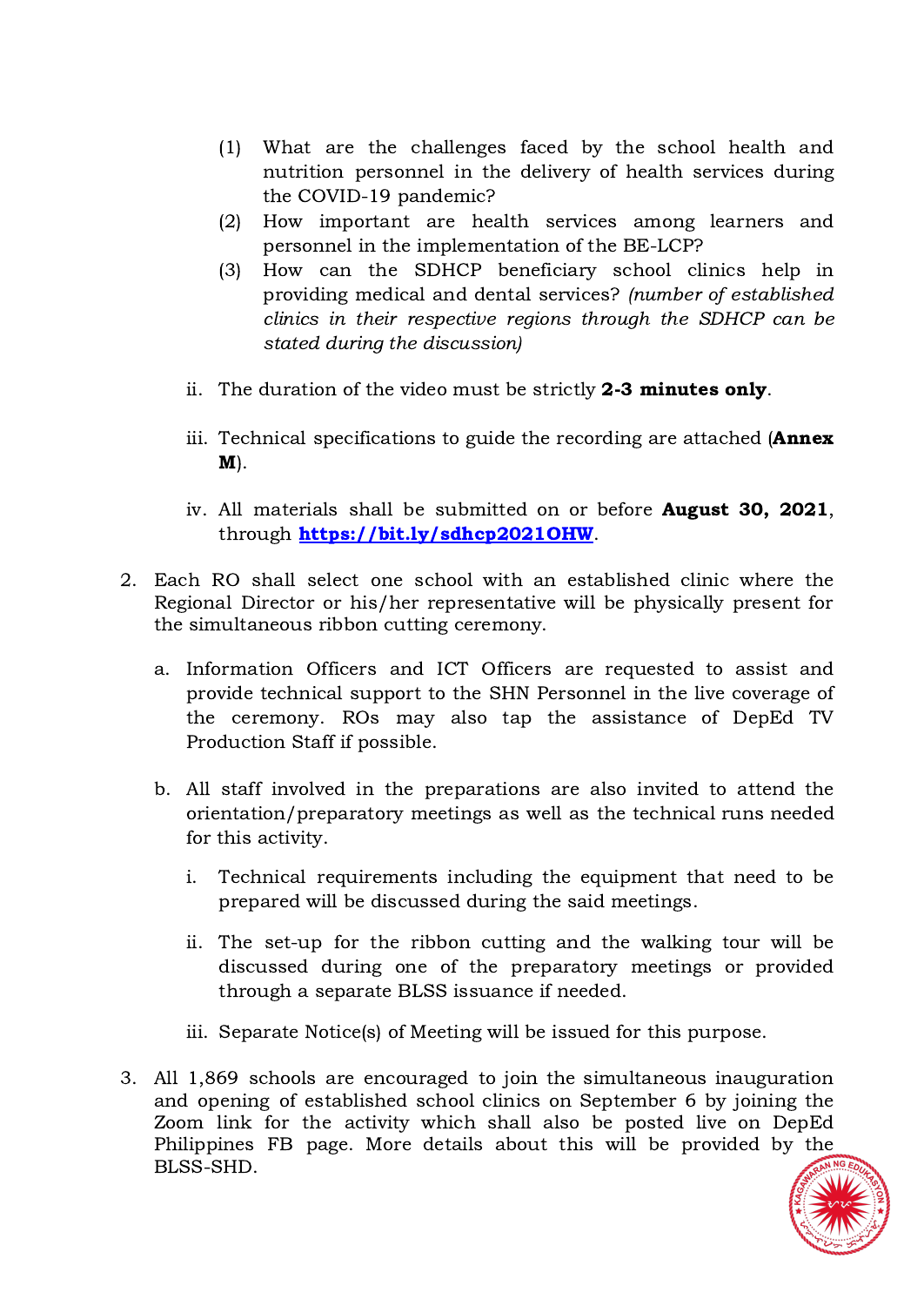(1) What are the challenges faced by the school health and nutrition personnel in the delivery of health services during the COVID-19 pandemic?

(2) How important are health services among learners and personnel in the implementation of the BE-LCP?

(3) How can the SDHCP beneficiary school clinics help in providing medical and dental services? *(number of established clinics in their respective regions through the SDHCP can be stated during the discussion)*

ii. The duration of the video must be strictly **2-3 minutes only**.

iii. Technical specifications to guide the recording are attached (**Annex M**).

iv. All materials shall be submitted on or before **August 30, 2021**, through **https://bit.ly/sdhcp2021OHW**.

2. Each RO shall select one school with an established clinic where the Regional Director or his/her representative will be physically present for the simultaneous ribbon cutting ceremony.

   a. Information Officers and ICT Officers are requested to assist and provide technical support to the SHN Personnel in the live coverage of the ceremony. ROs may also tap the assistance of DepEd TV Production Staff if possible.

   b. All staff involved in the preparations are also invited to attend the orientation/preparatory meetings as well as the technical runs needed for this activity.

      i. Technical requirements including the equipment that need to be prepared will be discussed during the said meetings.

      ii. The set-up for the ribbon cutting and the walking tour will be discussed during one of the preparatory meetings or provided through a separate BLSS issuance if needed.

      iii. Separate Notice(s) of Meeting will be issued for this purpose.

3. All 1,869 schools are encouraged to join the simultaneous inauguration and opening of established school clinics on September 6 by joining the Zoom link for the activity which shall also be posted live on DepEd Philippines FB page. More details about this will be provided by the BLSS-SHD.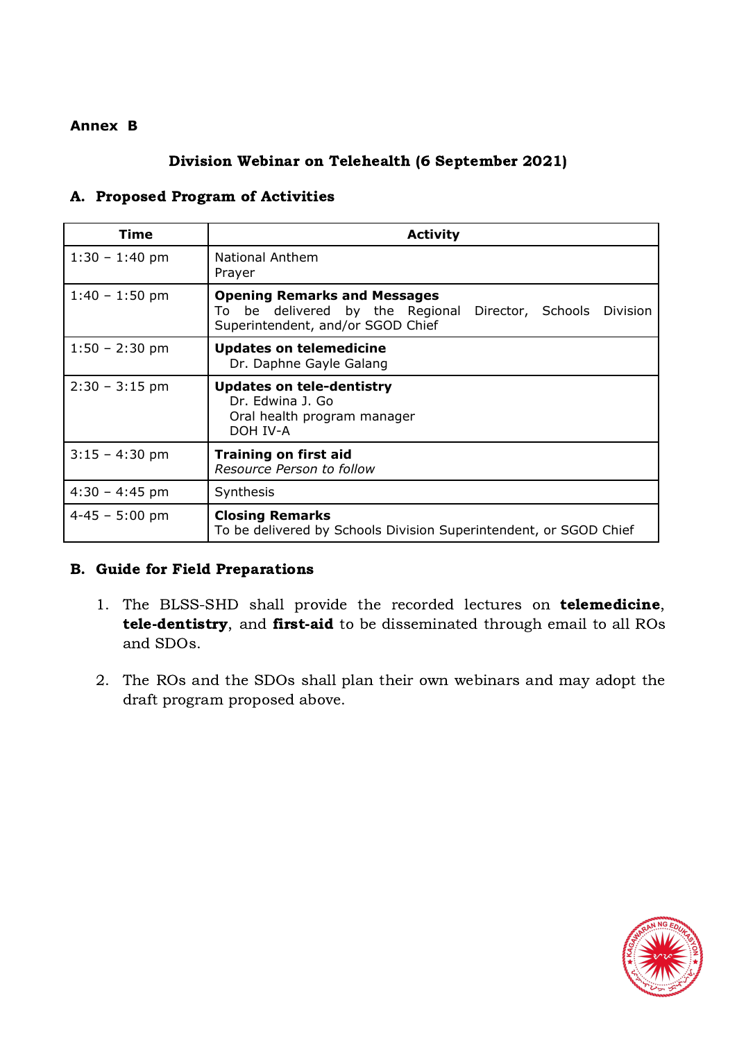**Annex B**

## Division Webinar on Telehealth (6 September 2021)

### A. Proposed Program of Activities

| Time | Activity |
|---|---|
| 1:30 – 1:40 pm | National Anthem<br>Prayer |
| 1:40 – 1:50 pm | **Opening Remarks and Messages**<br>To be delivered by the Regional Director, Schools Division Superintendent, and/or SGOD Chief |
| 1:50 – 2:30 pm | **Updates on telemedicine**<br>Dr. Daphne Gayle Galang |
| 2:30 – 3:15 pm | **Updates on tele-dentistry**<br>Dr. Edwina J. Go<br>Oral health program manager<br>DOH IV-A |
| 3:15 – 4:30 pm | **Training on first aid**<br>*Resource Person to follow* |
| 4:30 – 4:45 pm | Synthesis |
| 4-45 – 5:00 pm | **Closing Remarks**<br>To be delivered by Schools Division Superintendent, or SGOD Chief |

### B. Guide for Field Preparations

1. The BLSS-SHD shall provide the recorded lectures on **telemedicine**, **tele-dentistry**, and **first-aid** to be disseminated through email to all ROs and SDOs.

2. The ROs and the SDOs shall plan their own webinars and may adopt the draft program proposed above.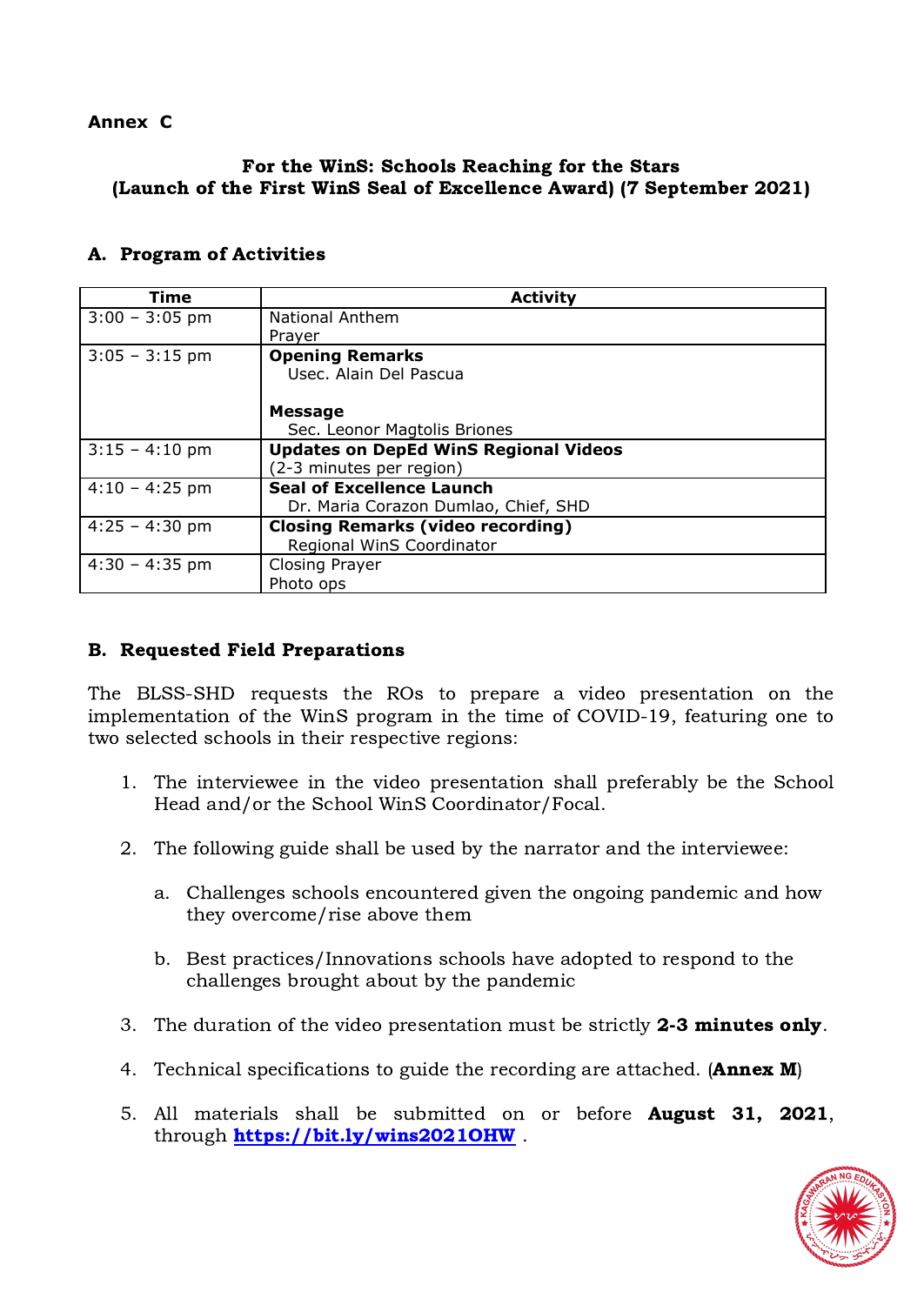**Annex C**

**For the WinS: Schools Reaching for the Stars**
**(Launch of the First WinS Seal of Excellence Award) (7 September 2021)**

## A. Program of Activities

| Time | Activity |
|---|---|
| 3:00 – 3:05 pm | National Anthem<br>Prayer |
| 3:05 – 3:15 pm | **Opening Remarks**<br>Usec. Alain Del Pascua<br><br>**Message**<br>Sec. Leonor Magtolis Briones |
| 3:15 – 4:10 pm | **Updates on DepEd WinS Regional Videos**<br>(2-3 minutes per region) |
| 4:10 – 4:25 pm | **Seal of Excellence Launch**<br>Dr. Maria Corazon Dumlao, Chief, SHD |
| 4:25 – 4:30 pm | **Closing Remarks (video recording)**<br>Regional WinS Coordinator |
| 4:30 – 4:35 pm | Closing Prayer<br>Photo ops |

## B. Requested Field Preparations

The BLSS-SHD requests the ROs to prepare a video presentation on the implementation of the WinS program in the time of COVID-19, featuring one to two selected schools in their respective regions:

1. The interviewee in the video presentation shall preferably be the School Head and/or the School WinS Coordinator/Focal.

2. The following guide shall be used by the narrator and the interviewee:

   a. Challenges schools encountered given the ongoing pandemic and how they overcome/rise above them

   b. Best practices/Innovations schools have adopted to respond to the challenges brought about by the pandemic

3. The duration of the video presentation must be strictly **2-3 minutes only**.

4. Technical specifications to guide the recording are attached. (**Annex M**)

5. All materials shall be submitted on or before **August 31, 2021**, through **https://bit.ly/wins2021OHW** .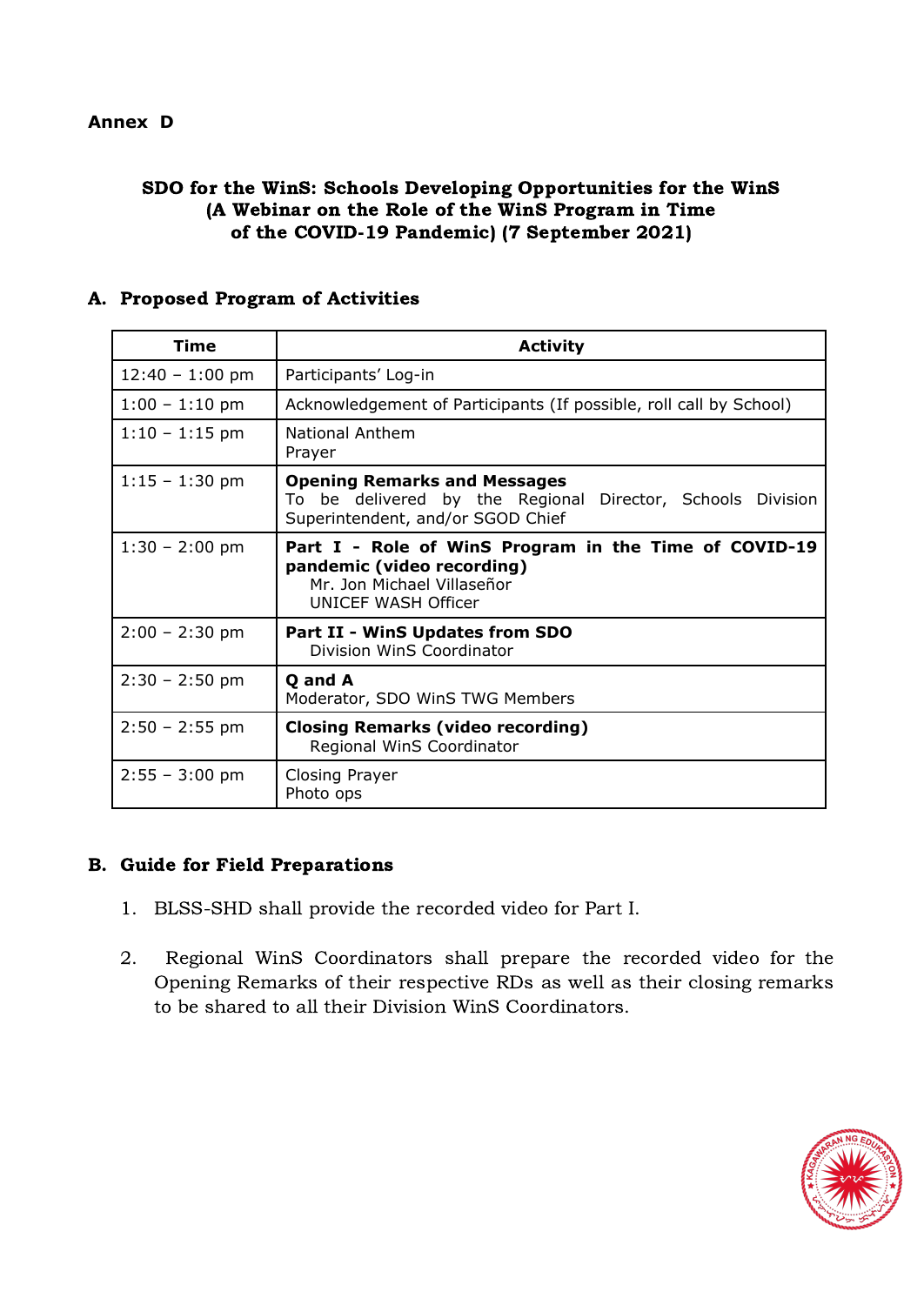**Annex D**

### SDO for the WinS: Schools Developing Opportunities for the WinS (A Webinar on the Role of the WinS Program in Time of the COVID-19 Pandemic) (7 September 2021)

## A. Proposed Program of Activities

| Time | Activity |
|---|---|
| 12:40 – 1:00 pm | Participants' Log-in |
| 1:00 – 1:10 pm | Acknowledgement of Participants (If possible, roll call by School) |
| 1:10 – 1:15 pm | National Anthem<br>Prayer |
| 1:15 – 1:30 pm | **Opening Remarks and Messages**<br>To be delivered by the Regional Director, Schools Division Superintendent, and/or SGOD Chief |
| 1:30 – 2:00 pm | **Part I - Role of WinS Program in the Time of COVID-19 pandemic (video recording)**<br>Mr. Jon Michael Villaseñor<br>UNICEF WASH Officer |
| 2:00 – 2:30 pm | **Part II - WinS Updates from SDO**<br>Division WinS Coordinator |
| 2:30 – 2:50 pm | **Q and A**<br>Moderator, SDO WinS TWG Members |
| 2:50 – 2:55 pm | **Closing Remarks (video recording)**<br>Regional WinS Coordinator |
| 2:55 – 3:00 pm | Closing Prayer<br>Photo ops |

## B. Guide for Field Preparations

1. BLSS-SHD shall provide the recorded video for Part I.

2. Regional WinS Coordinators shall prepare the recorded video for the Opening Remarks of their respective RDs as well as their closing remarks to be shared to all their Division WinS Coordinators.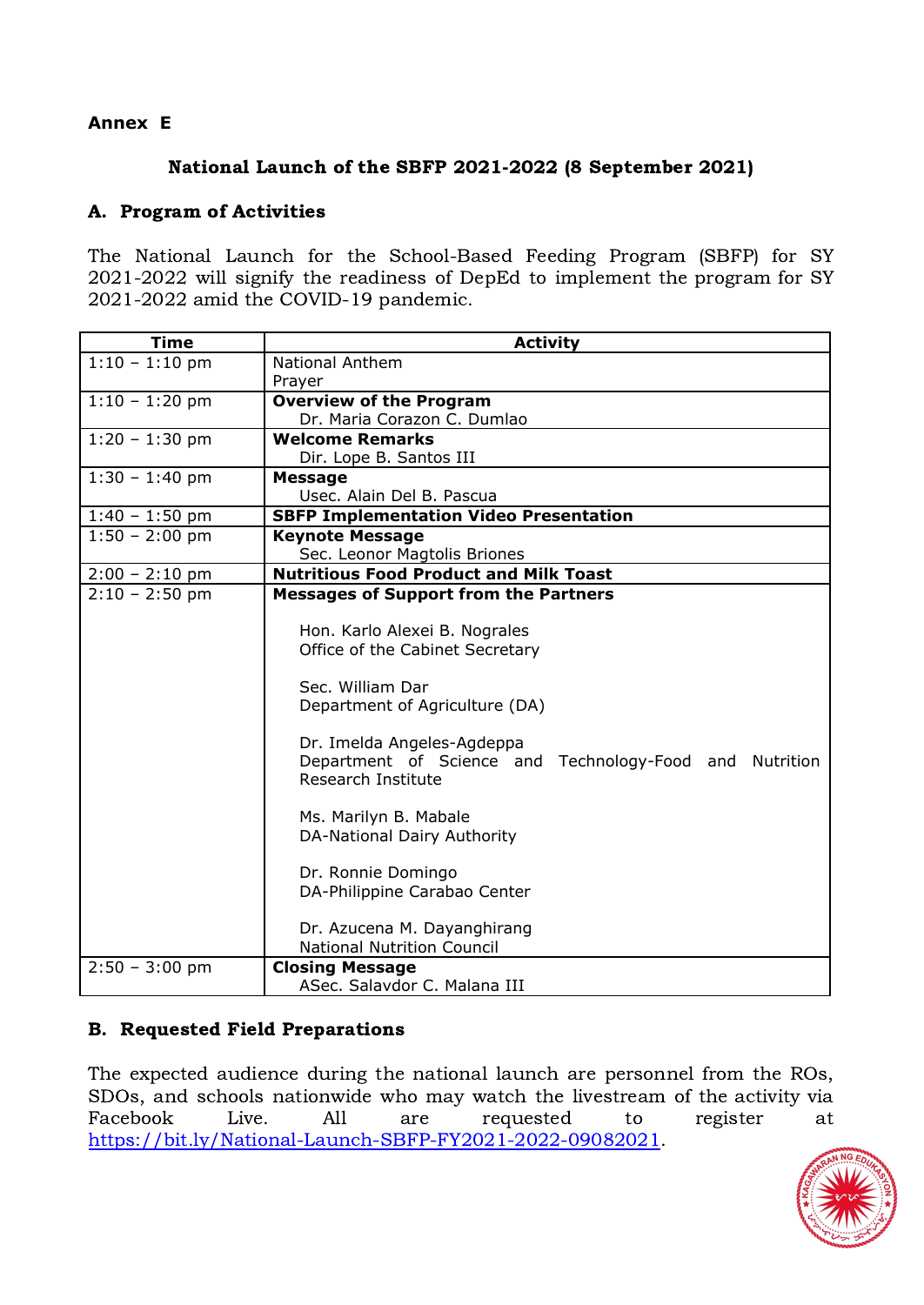**Annex E**

## National Launch of the SBFP 2021-2022 (8 September 2021)

### A. Program of Activities

The National Launch for the School-Based Feeding Program (SBFP) for SY 2021-2022 will signify the readiness of DepEd to implement the program for SY 2021-2022 amid the COVID-19 pandemic.

| Time | Activity |
|---|---|
| 1:10 – 1:10 pm | National Anthem<br>Prayer |
| 1:10 – 1:20 pm | **Overview of the Program**<br>Dr. Maria Corazon C. Dumlao |
| 1:20 – 1:30 pm | **Welcome Remarks**<br>Dir. Lope B. Santos III |
| 1:30 – 1:40 pm | **Message**<br>Usec. Alain Del B. Pascua |
| 1:40 – 1:50 pm | **SBFP Implementation Video Presentation** |
| 1:50 – 2:00 pm | **Keynote Message**<br>Sec. Leonor Magtolis Briones |
| 2:00 – 2:10 pm | **Nutritious Food Product and Milk Toast** |
| 2:10 – 2:50 pm | **Messages of Support from the Partners**<br><br>Hon. Karlo Alexei B. Nograles<br>Office of the Cabinet Secretary<br><br>Sec. William Dar<br>Department of Agriculture (DA)<br><br>Dr. Imelda Angeles-Agdeppa<br>Department of Science and Technology-Food and Nutrition Research Institute<br><br>Ms. Marilyn B. Mabale<br>DA-National Dairy Authority<br><br>Dr. Ronnie Domingo<br>DA-Philippine Carabao Center<br><br>Dr. Azucena M. Dayanghirang<br>National Nutrition Council |
| 2:50 – 3:00 pm | **Closing Message**<br>ASec. Salavdor C. Malana III |

### B. Requested Field Preparations

The expected audience during the national launch are personnel from the ROs, SDOs, and schools nationwide who may watch the livestream of the activity via Facebook Live. All are requested to register at https://bit.ly/National-Launch-SBFP-FY2021-2022-09082021.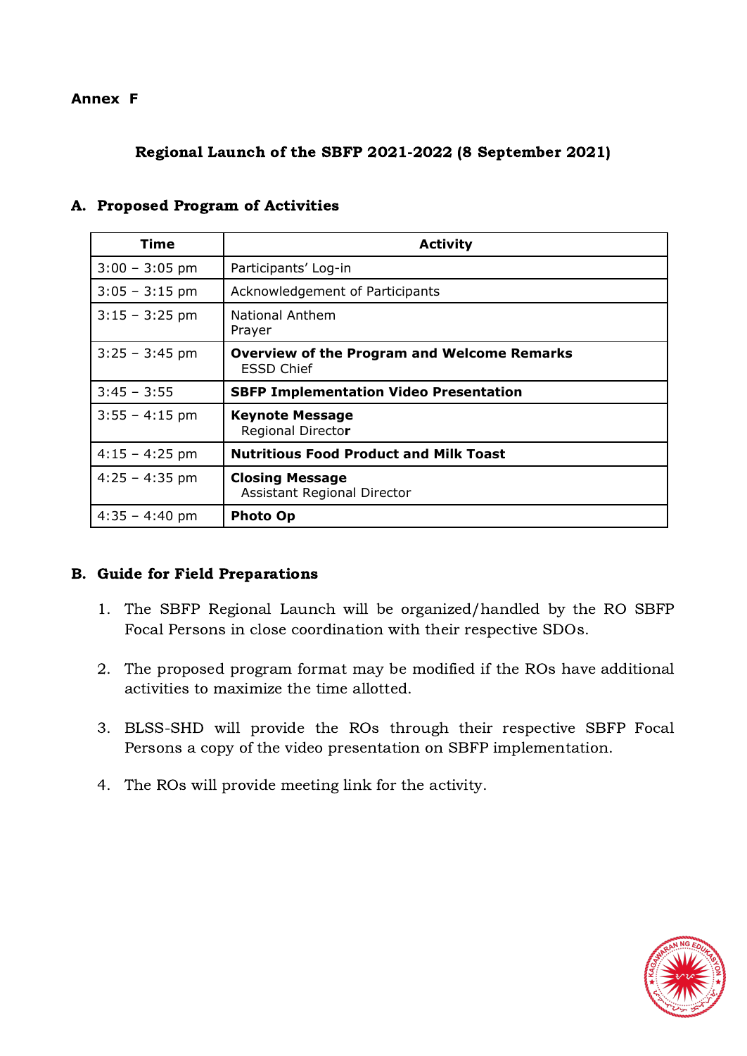**Annex F**

## Regional Launch of the SBFP 2021-2022 (8 September 2021)

### A. Proposed Program of Activities

| Time | Activity |
|---|---|
| 3:00 – 3:05 pm | Participants' Log-in |
| 3:05 – 3:15 pm | Acknowledgement of Participants |
| 3:15 – 3:25 pm | National Anthem<br>Prayer |
| 3:25 – 3:45 pm | **Overview of the Program and Welcome Remarks**<br>ESSD Chief |
| 3:45 – 3:55 | **SBFP Implementation Video Presentation** |
| 3:55 – 4:15 pm | **Keynote Message**<br>Regional Director |
| 4:15 – 4:25 pm | **Nutritious Food Product and Milk Toast** |
| 4:25 – 4:35 pm | **Closing Message**<br>Assistant Regional Director |
| 4:35 – 4:40 pm | **Photo Op** |

### B. Guide for Field Preparations

1. The SBFP Regional Launch will be organized/handled by the RO SBFP Focal Persons in close coordination with their respective SDOs.

2. The proposed program format may be modified if the ROs have additional activities to maximize the time allotted.

3. BLSS-SHD will provide the ROs through their respective SBFP Focal Persons a copy of the video presentation on SBFP implementation.

4. The ROs will provide meeting link for the activity.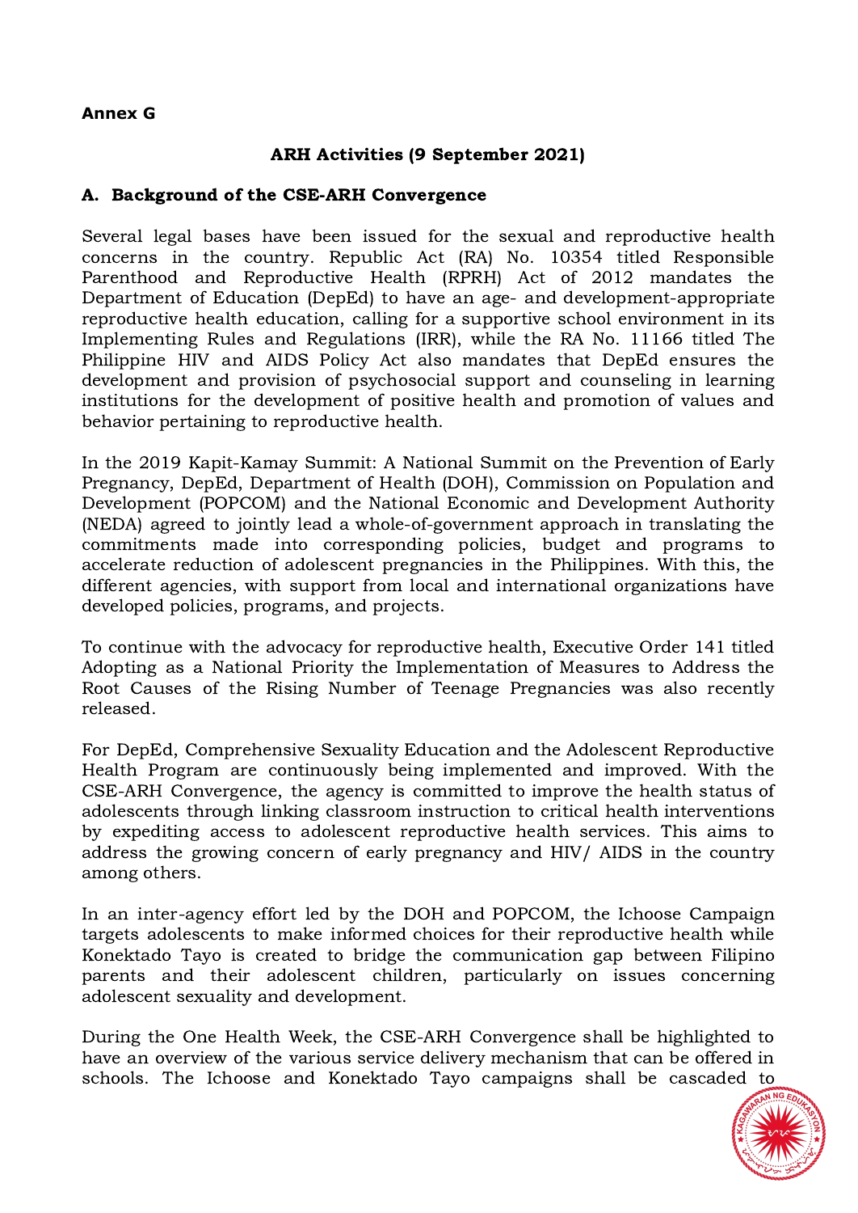**Annex G**

## ARH Activities (9 September 2021)

### A. Background of the CSE-ARH Convergence

Several legal bases have been issued for the sexual and reproductive health concerns in the country. Republic Act (RA) No. 10354 titled Responsible Parenthood and Reproductive Health (RPRH) Act of 2012 mandates the Department of Education (DepEd) to have an age- and development-appropriate reproductive health education, calling for a supportive school environment in its Implementing Rules and Regulations (IRR), while the RA No. 11166 titled The Philippine HIV and AIDS Policy Act also mandates that DepEd ensures the development and provision of psychosocial support and counseling in learning institutions for the development of positive health and promotion of values and behavior pertaining to reproductive health.

In the 2019 Kapit-Kamay Summit: A National Summit on the Prevention of Early Pregnancy, DepEd, Department of Health (DOH), Commission on Population and Development (POPCOM) and the National Economic and Development Authority (NEDA) agreed to jointly lead a whole-of-government approach in translating the commitments made into corresponding policies, budget and programs to accelerate reduction of adolescent pregnancies in the Philippines. With this, the different agencies, with support from local and international organizations have developed policies, programs, and projects.

To continue with the advocacy for reproductive health, Executive Order 141 titled Adopting as a National Priority the Implementation of Measures to Address the Root Causes of the Rising Number of Teenage Pregnancies was also recently released.

For DepEd, Comprehensive Sexuality Education and the Adolescent Reproductive Health Program are continuously being implemented and improved. With the CSE-ARH Convergence, the agency is committed to improve the health status of adolescents through linking classroom instruction to critical health interventions by expediting access to adolescent reproductive health services. This aims to address the growing concern of early pregnancy and HIV/ AIDS in the country among others.

In an inter-agency effort led by the DOH and POPCOM, the Ichoose Campaign targets adolescents to make informed choices for their reproductive health while Konektado Tayo is created to bridge the communication gap between Filipino parents and their adolescent children, particularly on issues concerning adolescent sexuality and development.

During the One Health Week, the CSE-ARH Convergence shall be highlighted to have an overview of the various service delivery mechanism that can be offered in schools. The Ichoose and Konektado Tayo campaigns shall be cascaded to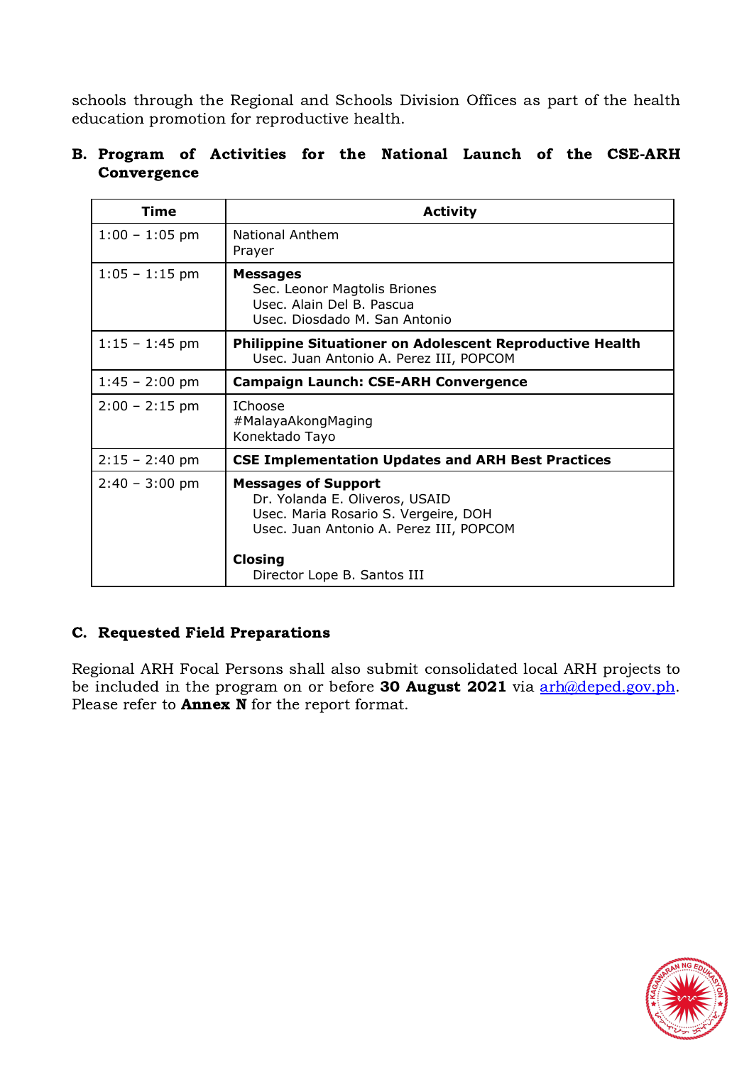schools through the Regional and Schools Division Offices as part of the health education promotion for reproductive health.

**B. Program of Activities for the National Launch of the CSE-ARH Convergence**

| Time | Activity |
|---|---|
| 1:00 – 1:05 pm | National Anthem<br>Prayer |
| 1:05 – 1:15 pm | **Messages**<br>Sec. Leonor Magtolis Briones<br>Usec. Alain Del B. Pascua<br>Usec. Diosdado M. San Antonio |
| 1:15 – 1:45 pm | **Philippine Situationer on Adolescent Reproductive Health**<br>Usec. Juan Antonio A. Perez III, POPCOM |
| 1:45 – 2:00 pm | **Campaign Launch: CSE-ARH Convergence** |
| 2:00 – 2:15 pm | IChoose<br>#MalayaAkongMaging<br>Konektado Tayo |
| 2:15 – 2:40 pm | **CSE Implementation Updates and ARH Best Practices** |
| 2:40 – 3:00 pm | **Messages of Support**<br>Dr. Yolanda E. Oliveros, USAID<br>Usec. Maria Rosario S. Vergeire, DOH<br>Usec. Juan Antonio A. Perez III, POPCOM<br><br>**Closing**<br>Director Lope B. Santos III |

**C. Requested Field Preparations**

Regional ARH Focal Persons shall also submit consolidated local ARH projects to be included in the program on or before **30 August 2021** via arh@deped.gov.ph. Please refer to **Annex N** for the report format.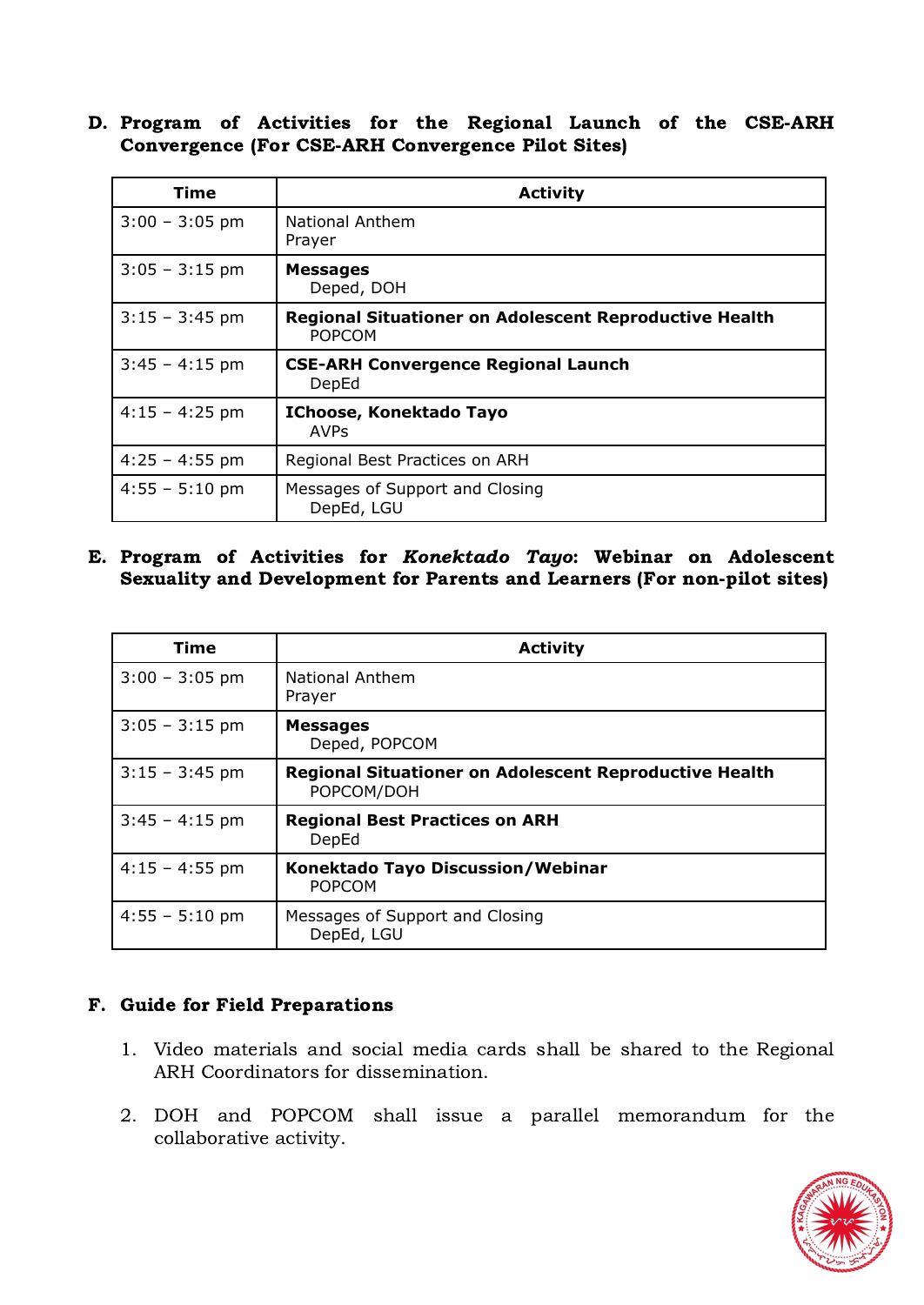**D. Program of Activities for the Regional Launch of the CSE-ARH Convergence (For CSE-ARH Convergence Pilot Sites)**

| Time | Activity |
|---|---|
| 3:00 – 3:05 pm | National Anthem<br>Prayer |
| 3:05 – 3:15 pm | **Messages**<br>Deped, DOH |
| 3:15 – 3:45 pm | **Regional Situationer on Adolescent Reproductive Health**<br>POPCOM |
| 3:45 – 4:15 pm | **CSE-ARH Convergence Regional Launch**<br>DepEd |
| 4:15 – 4:25 pm | **IChoose, Konektado Tayo**<br>AVPs |
| 4:25 – 4:55 pm | Regional Best Practices on ARH |
| 4:55 – 5:10 pm | Messages of Support and Closing<br>DepEd, LGU |

**E. Program of Activities for *Konektado Tayo*: Webinar on Adolescent Sexuality and Development for Parents and Learners (For non-pilot sites)**

| Time | Activity |
|---|---|
| 3:00 – 3:05 pm | National Anthem<br>Prayer |
| 3:05 – 3:15 pm | **Messages**<br>Deped, POPCOM |
| 3:15 – 3:45 pm | **Regional Situationer on Adolescent Reproductive Health**<br>POPCOM/DOH |
| 3:45 – 4:15 pm | **Regional Best Practices on ARH**<br>DepEd |
| 4:15 – 4:55 pm | **Konektado Tayo Discussion/Webinar**<br>POPCOM |
| 4:55 – 5:10 pm | Messages of Support and Closing<br>DepEd, LGU |

**F. Guide for Field Preparations**

1. Video materials and social media cards shall be shared to the Regional ARH Coordinators for dissemination.

2. DOH and POPCOM shall issue a parallel memorandum for the collaborative activity.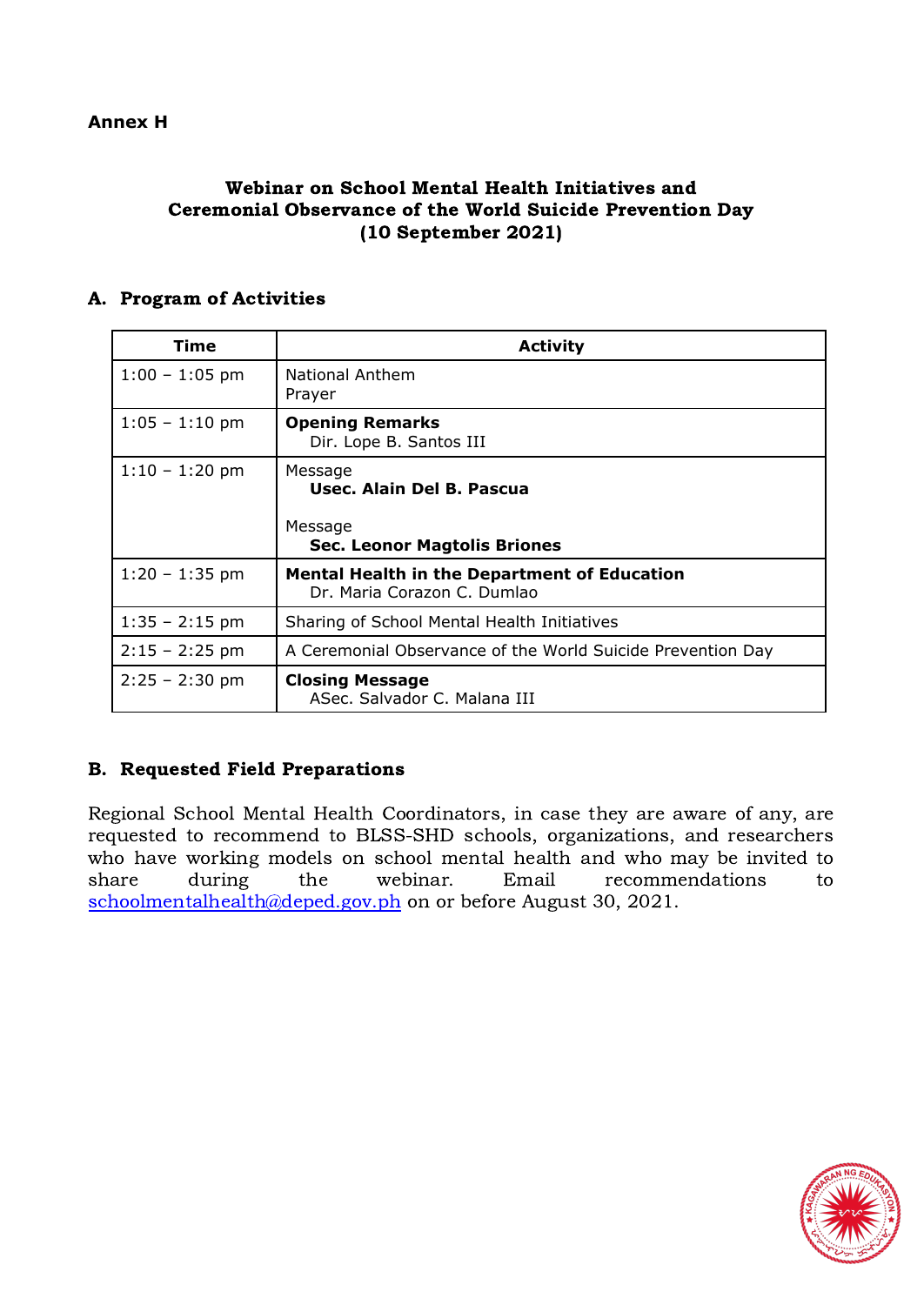**Annex H**

## Webinar on School Mental Health Initiatives and Ceremonial Observance of the World Suicide Prevention Day (10 September 2021)

### A. Program of Activities

| Time | Activity |
|---|---|
| 1:00 – 1:05 pm | National Anthem<br>Prayer |
| 1:05 – 1:10 pm | **Opening Remarks**<br>Dir. Lope B. Santos III |
| 1:10 – 1:20 pm | Message<br>**Usec. Alain Del B. Pascua**<br><br>Message<br>**Sec. Leonor Magtolis Briones** |
| 1:20 – 1:35 pm | **Mental Health in the Department of Education**<br>Dr. Maria Corazon C. Dumlao |
| 1:35 – 2:15 pm | Sharing of School Mental Health Initiatives |
| 2:15 – 2:25 pm | A Ceremonial Observance of the World Suicide Prevention Day |
| 2:25 – 2:30 pm | **Closing Message**<br>ASec. Salvador C. Malana III |

### B. Requested Field Preparations

Regional School Mental Health Coordinators, in case they are aware of any, are requested to recommend to BLSS-SHD schools, organizations, and researchers who have working models on school mental health and who may be invited to share during the webinar. Email recommendations to schoolmentalhealth@deped.gov.ph on or before August 30, 2021.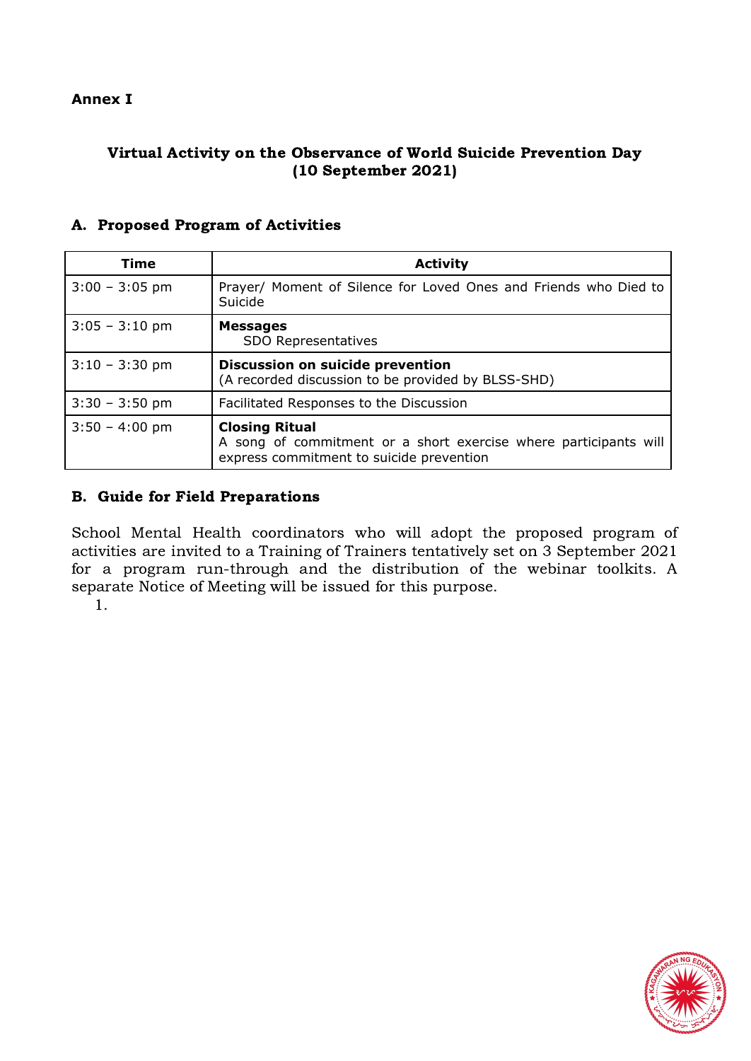**Annex I**

## Virtual Activity on the Observance of World Suicide Prevention Day (10 September 2021)

### A. Proposed Program of Activities

| Time | Activity |
|---|---|
| 3:00 – 3:05 pm | Prayer/ Moment of Silence for Loved Ones and Friends who Died to Suicide |
| 3:05 – 3:10 pm | **Messages**<br>SDO Representatives |
| 3:10 – 3:30 pm | **Discussion on suicide prevention**<br>(A recorded discussion to be provided by BLSS-SHD) |
| 3:30 – 3:50 pm | Facilitated Responses to the Discussion |
| 3:50 – 4:00 pm | **Closing Ritual**<br>A song of commitment or a short exercise where participants will express commitment to suicide prevention |

### B. Guide for Field Preparations

School Mental Health coordinators who will adopt the proposed program of activities are invited to a Training of Trainers tentatively set on 3 September 2021 for a program run-through and the distribution of the webinar toolkits. A separate Notice of Meeting will be issued for this purpose.

1.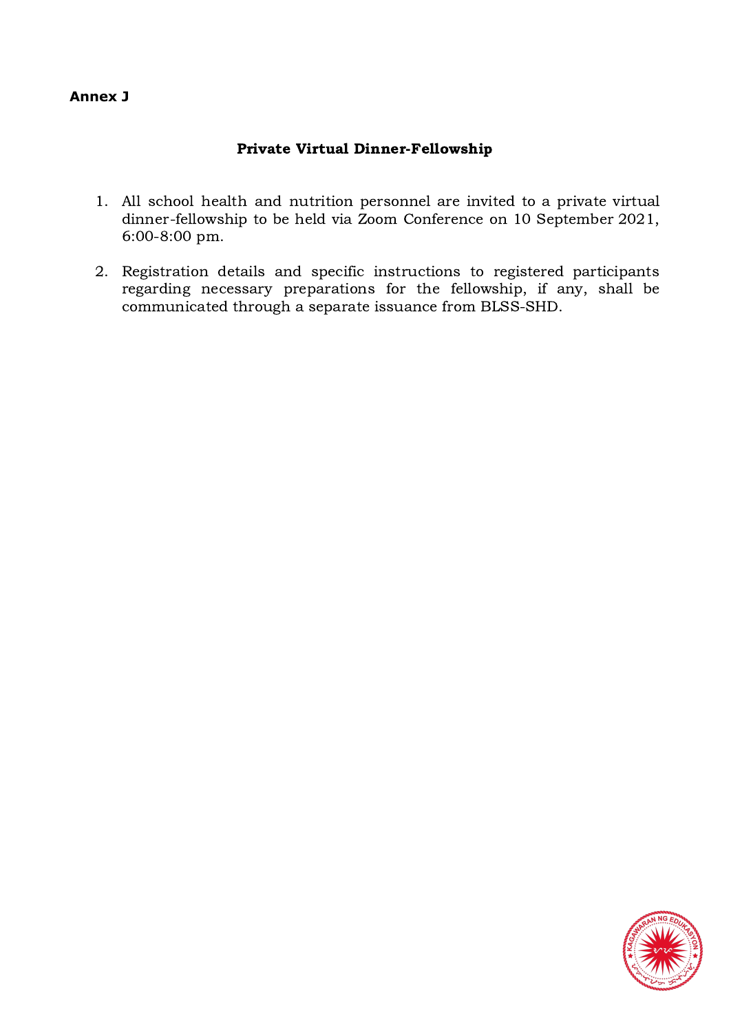**Annex J**

## Private Virtual Dinner-Fellowship

1. All school health and nutrition personnel are invited to a private virtual dinner-fellowship to be held via Zoom Conference on 10 September 2021, 6:00-8:00 pm.

2. Registration details and specific instructions to registered participants regarding necessary preparations for the fellowship, if any, shall be communicated through a separate issuance from BLSS-SHD.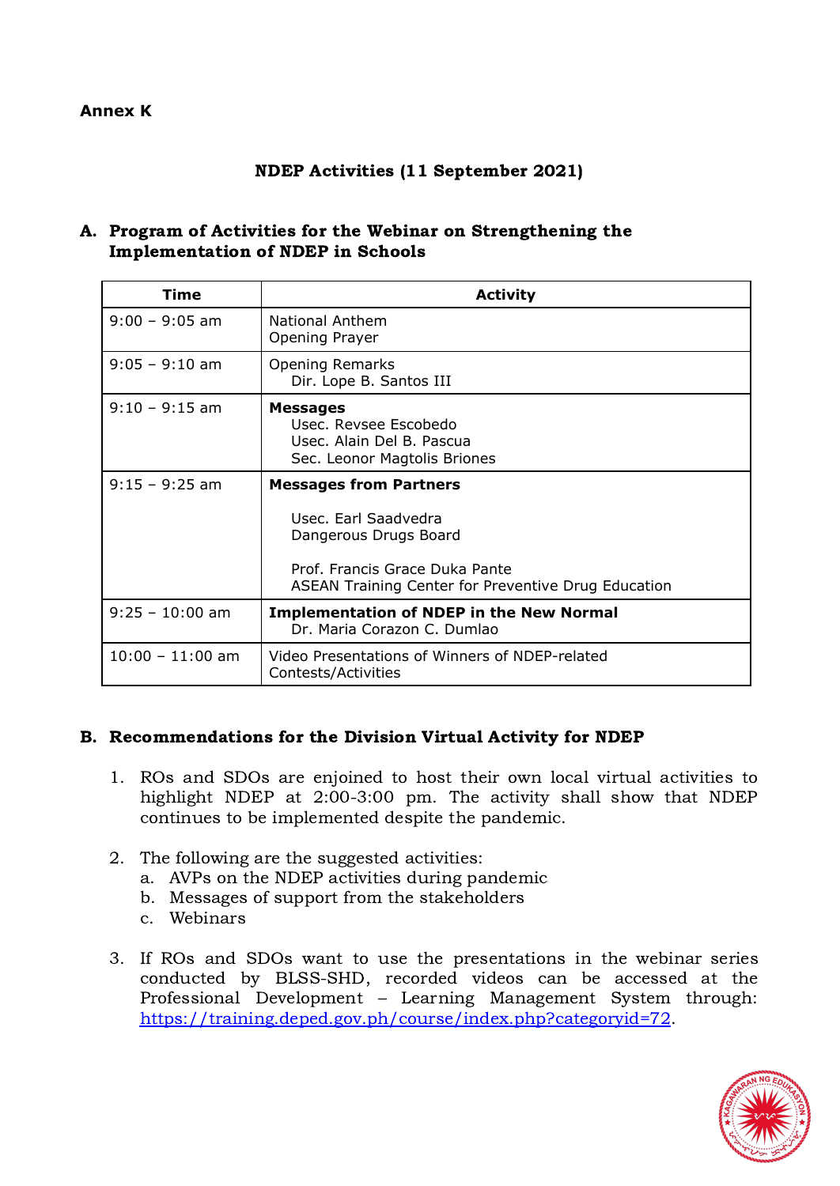**Annex K**

**NDEP Activities (11 September 2021)**

**A. Program of Activities for the Webinar on Strengthening the Implementation of NDEP in Schools**

| Time | Activity |
|---|---|
| 9:00 – 9:05 am | National Anthem<br>Opening Prayer |
| 9:05 – 9:10 am | Opening Remarks<br>Dir. Lope B. Santos III |
| 9:10 – 9:15 am | **Messages**<br>Usec. Revsee Escobedo<br>Usec. Alain Del B. Pascua<br>Sec. Leonor Magtolis Briones |
| 9:15 – 9:25 am | **Messages from Partners**<br><br>Usec. Earl Saadvedra<br>Dangerous Drugs Board<br><br>Prof. Francis Grace Duka Pante<br>ASEAN Training Center for Preventive Drug Education |
| 9:25 – 10:00 am | **Implementation of NDEP in the New Normal**<br>Dr. Maria Corazon C. Dumlao |
| 10:00 – 11:00 am | Video Presentations of Winners of NDEP-related Contests/Activities |

**B. Recommendations for the Division Virtual Activity for NDEP**

1. ROs and SDOs are enjoined to host their own local virtual activities to highlight NDEP at 2:00-3:00 pm. The activity shall show that NDEP continues to be implemented despite the pandemic.

2. The following are the suggested activities:
   a. AVPs on the NDEP activities during pandemic
   b. Messages of support from the stakeholders
   c. Webinars

3. If ROs and SDOs want to use the presentations in the webinar series conducted by BLSS-SHD, recorded videos can be accessed at the Professional Development – Learning Management System through: https://training.deped.gov.ph/course/index.php?categoryid=72.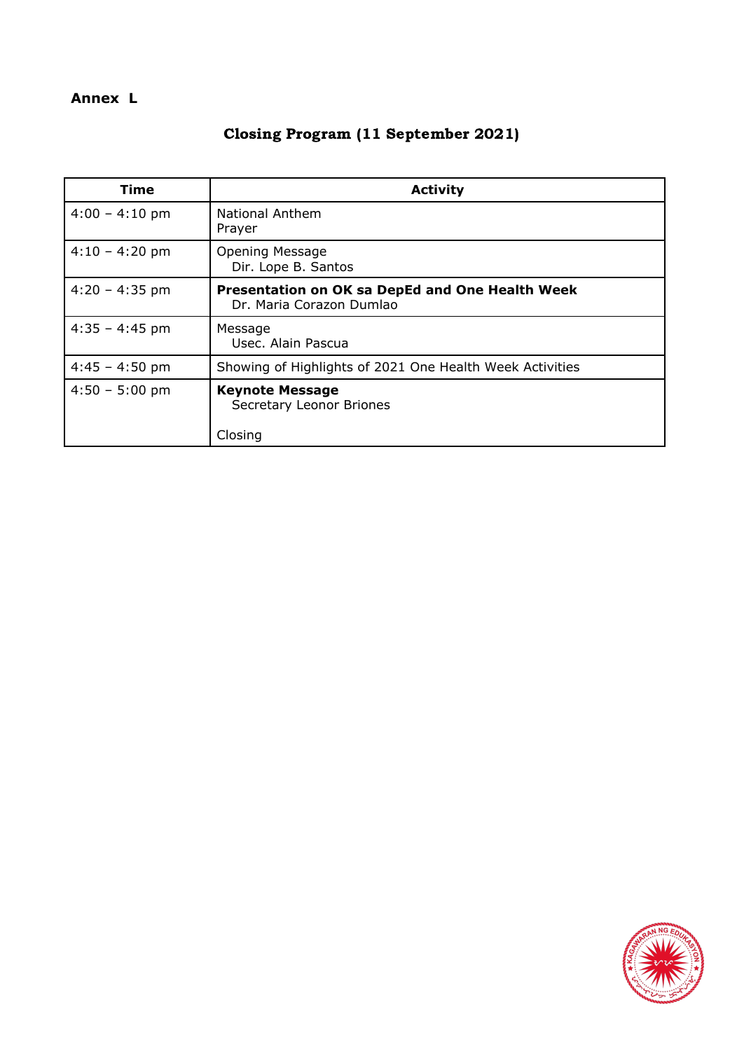**Annex L**

## Closing Program (11 September 2021)

| Time | Activity |
|---|---|
| 4:00 – 4:10 pm | National Anthem<br>Prayer |
| 4:10 – 4:20 pm | Opening Message<br>Dir. Lope B. Santos |
| 4:20 – 4:35 pm | **Presentation on OK sa DepEd and One Health Week**<br>Dr. Maria Corazon Dumlao |
| 4:35 – 4:45 pm | Message<br>Usec. Alain Pascua |
| 4:45 – 4:50 pm | Showing of Highlights of 2021 One Health Week Activities |
| 4:50 – 5:00 pm | **Keynote Message**<br>Secretary Leonor Briones<br><br>Closing |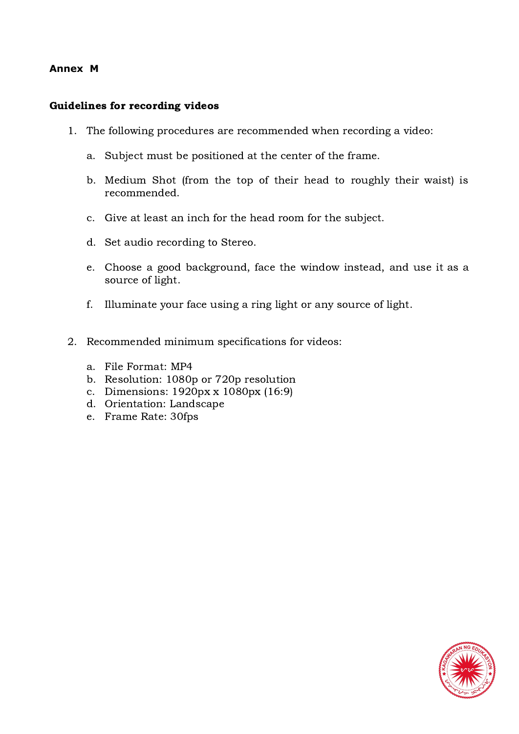**Annex M**

**Guidelines for recording videos**

1. The following procedures are recommended when recording a video:

   a. Subject must be positioned at the center of the frame.

   b. Medium Shot (from the top of their head to roughly their waist) is recommended.

   c. Give at least an inch for the head room for the subject.

   d. Set audio recording to Stereo.

   e. Choose a good background, face the window instead, and use it as a source of light.

   f. Illuminate your face using a ring light or any source of light.

2. Recommended minimum specifications for videos:

   a. File Format: MP4
   b. Resolution: 1080p or 720p resolution
   c. Dimensions: 1920px x 1080px (16:9)
   d. Orientation: Landscape
   e. Frame Rate: 30fps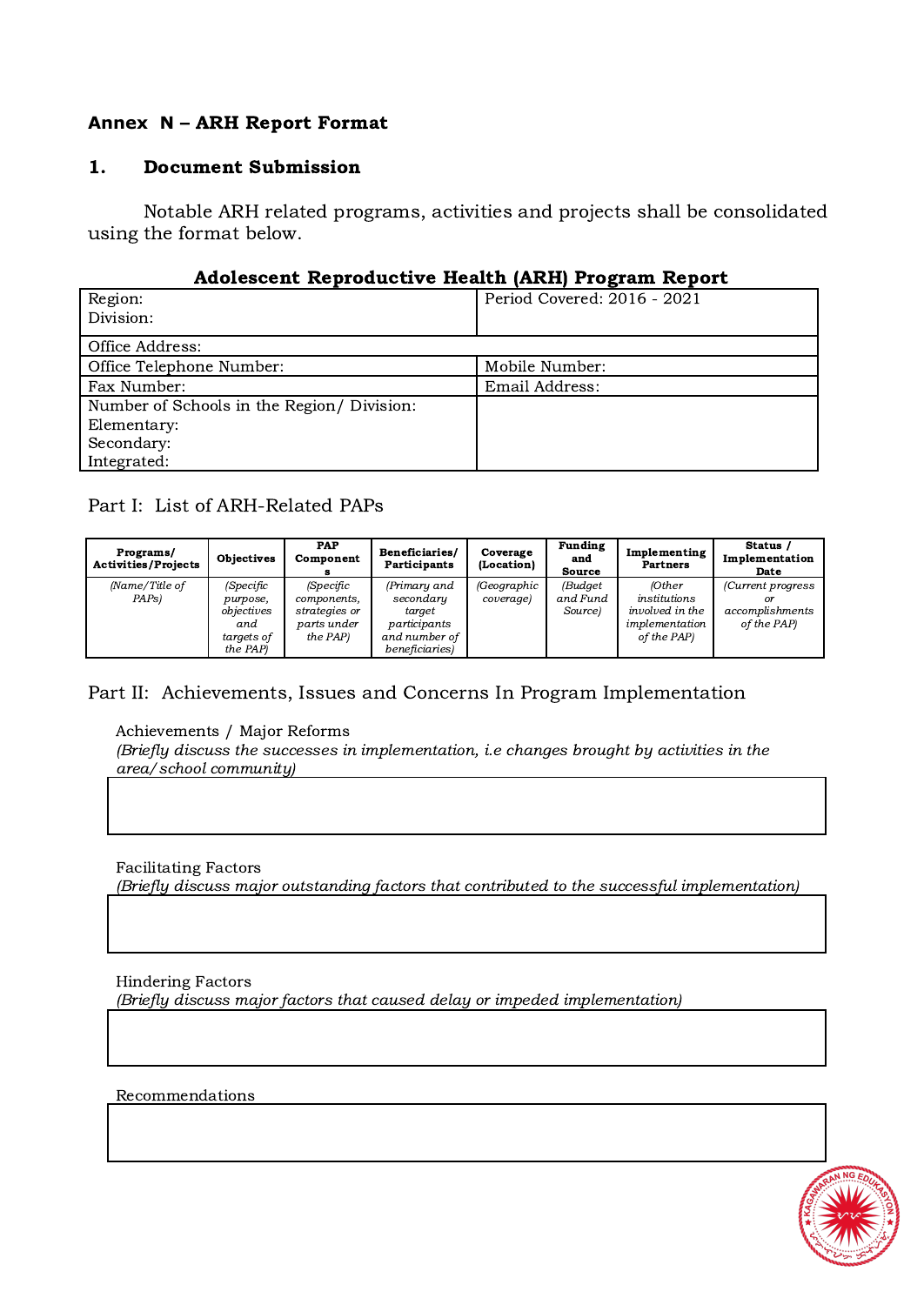**Annex N – ARH Report Format**

## 1. Document Submission

Notable ARH related programs, activities and projects shall be consolidated using the format below.

**Adolescent Reproductive Health (ARH) Program Report**

| Region:<br>Division: | Period Covered: 2016 - 2021 |
|---|---|
| Office Address: | |
| Office Telephone Number: | Mobile Number: |
| Fax Number: | Email Address: |
| Number of Schools in the Region/ Division:<br>Elementary:<br>Secondary:<br>Integrated: | |

Part I: List of ARH-Related PAPs

| **Programs/ Activities/Projects** | **Objectives** | **PAP Components** | **Beneficiaries/ Participants** | **Coverage (Location)** | **Funding and Source** | **Implementing Partners** | **Status / Implementation Date** |
|---|---|---|---|---|---|---|---|
| *(Name/Title of PAPs)* | *(Specific purpose, objectives and targets of the PAP)* | *(Specific components, strategies or parts under the PAP)* | *(Primary and secondary target participants and number of beneficiaries)* | *(Geographic coverage)* | *(Budget and Fund Source)* | *(Other institutions involved in the implementation of the PAP)* | *(Current progress or accomplishments of the PAP)* |

Part II: Achievements, Issues and Concerns In Program Implementation

Achievements / Major Reforms
*(Briefly discuss the successes in implementation, i.e changes brought by activities in the area/school community)*

| |
|---|
| |

Facilitating Factors
*(Briefly discuss major outstanding factors that contributed to the successful implementation)*

| |
|---|
| |

Hindering Factors
*(Briefly discuss major factors that caused delay or impeded implementation)*

| |
|---|
| |

Recommendations

| |
|---|
| |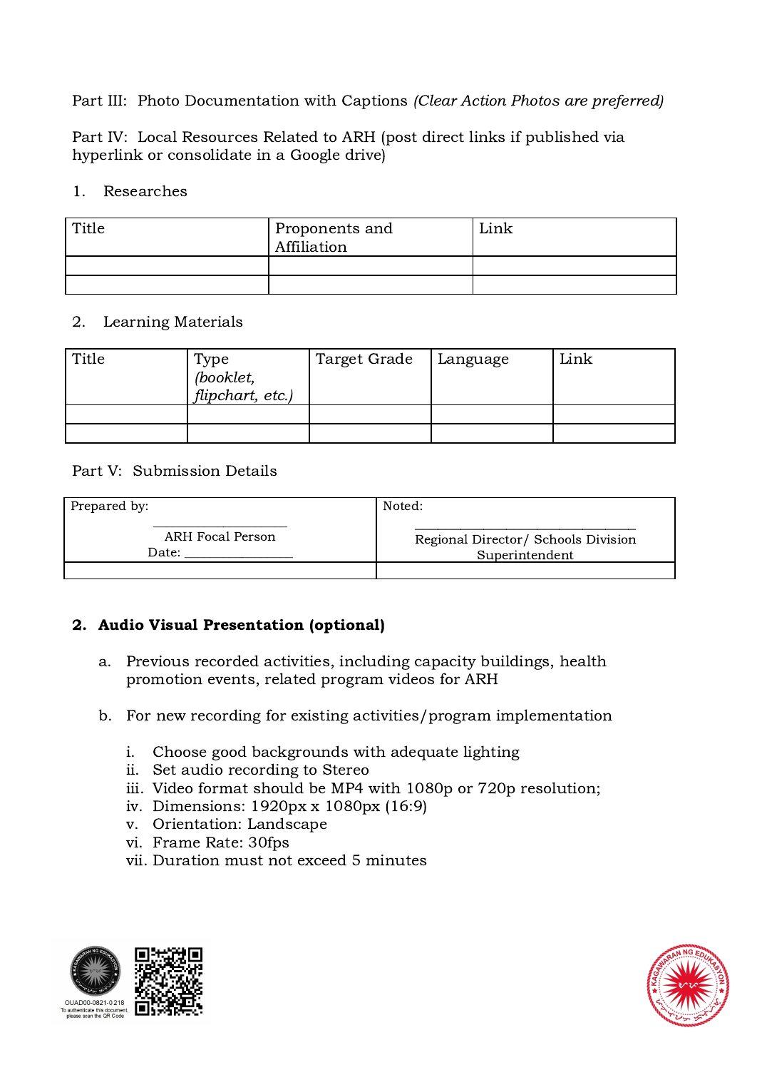Part III: Photo Documentation with Captions *(Clear Action Photos are preferred)*

Part IV: Local Resources Related to ARH (post direct links if published via hyperlink or consolidate in a Google drive)

1. Researches

| Title | Proponents and Affiliation | Link |
| --- | --- | --- |
| | | |
| | | |

2. Learning Materials

| Title | Type *(booklet, flipchart, etc.)* | Target Grade | Language | Link |
| --- | --- | --- | --- | --- |
| | | | | |
| | | | | |

Part V: Submission Details

| Prepared by: | Noted: |
| --- | --- |
| \_\_\_\_\_\_\_\_\_\_\_\_\_\_\_\_\_\_\_ ARH Focal Person Date: \_\_\_\_\_\_\_\_\_\_\_\_\_\_\_\_ | \_\_\_\_\_\_\_\_\_\_\_\_\_\_\_\_\_\_\_\_\_\_\_\_\_\_\_\_\_ Regional Director/ Schools Division Superintendent |
| | |

**2. Audio Visual Presentation (optional)**

a. Previous recorded activities, including capacity buildings, health promotion events, related program videos for ARH

b. For new recording for existing activities/program implementation

   i. Choose good backgrounds with adequate lighting
   ii. Set audio recording to Stereo
   iii. Video format should be MP4 with 1080p or 720p resolution;
   iv. Dimensions: 1920px x 1080px (16:9)
   v. Orientation: Landscape
   vi. Frame Rate: 30fps
   vii. Duration must not exceed 5 minutes